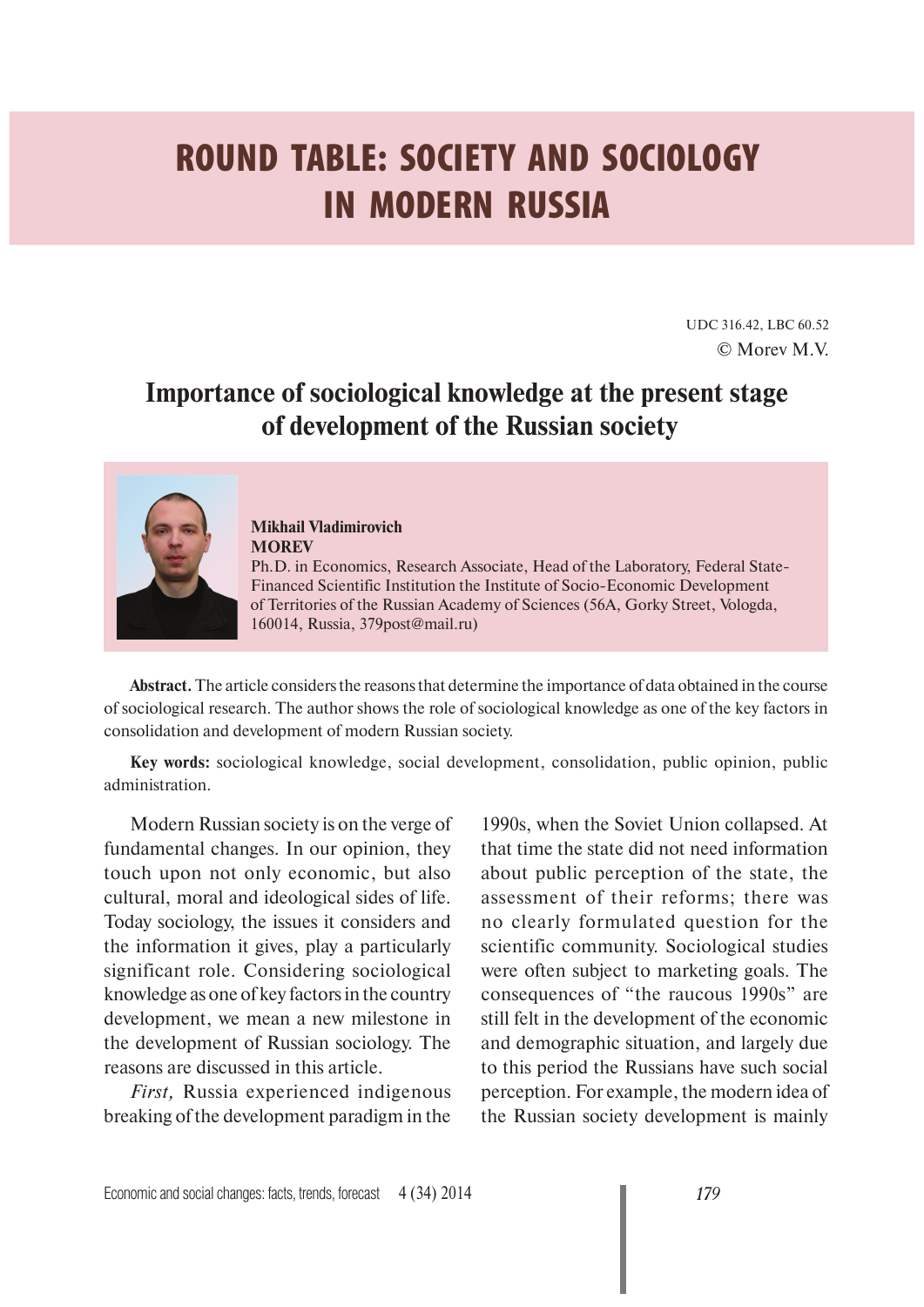# ROUND TABLE: SOCIETY AND SOCIOLOGY IN MODERN RUSSIA

UDC 316.42, LBC 60.52
© Morev M.V.

## Importance of sociological knowledge at the present stage of development of the Russian society

**Mikhail Vladimirovich MOREV**
Ph.D. in Economics, Research Associate, Head of the Laboratory, Federal State-Financed Scientific Institution the Institute of Socio-Economic Development of Territories of the Russian Academy of Sciences (56A, Gorky Street, Vologda, 160014, Russia, 379post@mail.ru)

**Abstract.** The article considers the reasons that determine the importance of data obtained in the course of sociological research. The author shows the role of sociological knowledge as one of the key factors in consolidation and development of modern Russian society.

**Key words:** sociological knowledge, social development, consolidation, public opinion, public administration.

Modern Russian society is on the verge of fundamental changes. In our opinion, they touch upon not only economic, but also cultural, moral and ideological sides of life. Today sociology, the issues it considers and the information it gives, play a particularly significant role. Considering sociological knowledge as one of key factors in the country development, we mean a new milestone in the development of Russian sociology. The reasons are discussed in this article.

*First,* Russia experienced indigenous breaking of the development paradigm in the 1990s, when the Soviet Union collapsed. At that time the state did not need information about public perception of the state, the assessment of their reforms; there was no clearly formulated question for the scientific community. Sociological studies were often subject to marketing goals. The consequences of "the raucous 1990s" are still felt in the development of the economic and demographic situation, and largely due to this period the Russians have such social perception. For example, the modern idea of the Russian society development is mainly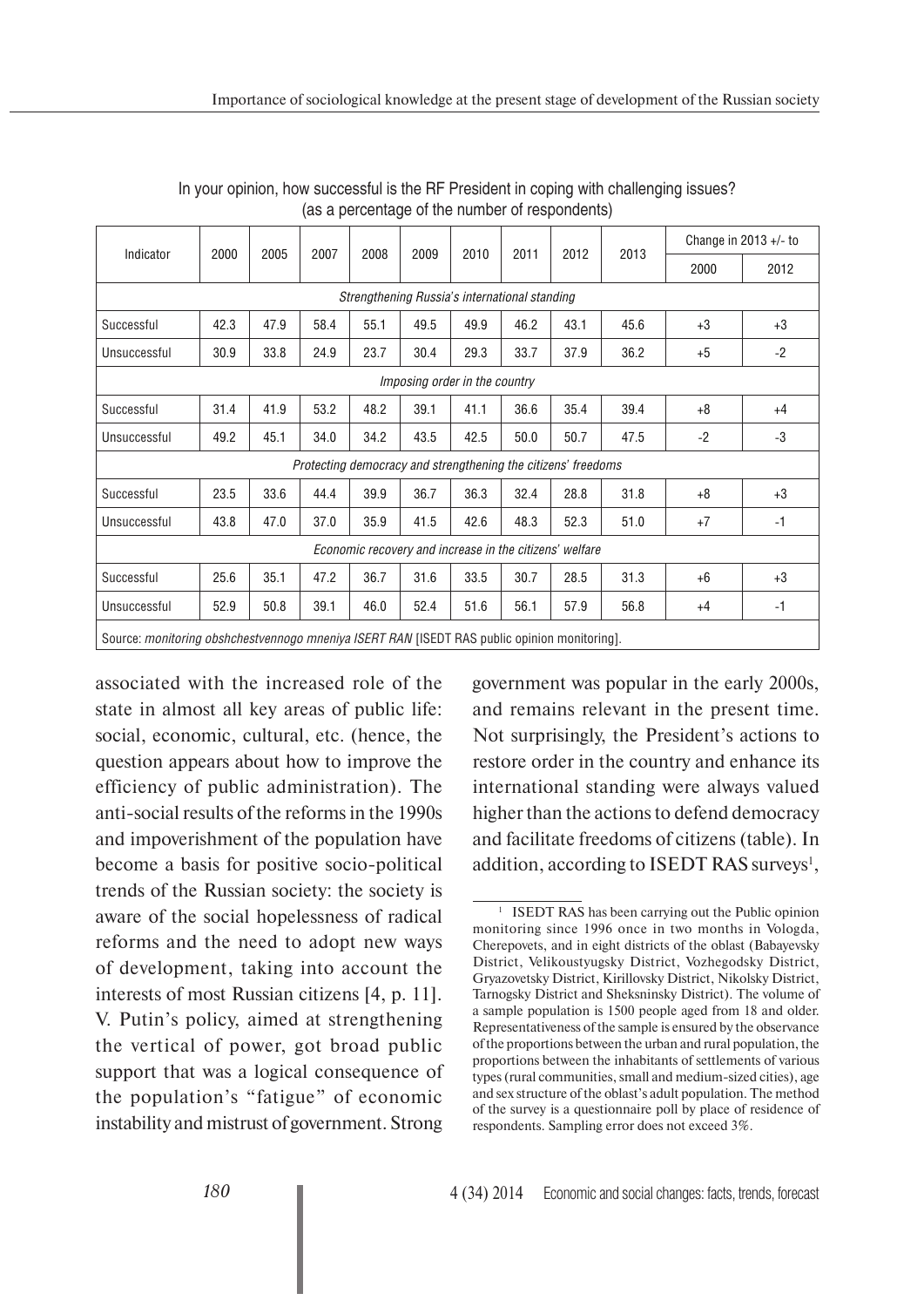In your opinion, how successful is the RF President in coping with challenging issues? (as a percentage of the number of respondents)

| Indicator | 2000 | 2005 | 2007 | 2008 | 2009 | 2010 | 2011 | 2012 | 2013 | Change in 2013 +/- to | |
|---|---|---|---|---|---|---|---|---|---|---|---|
| | | | | | | | | | | 2000 | 2012 |
| *Strengthening Russia's international standing* | | | | | | | | | | | |
| Successful | 42.3 | 47.9 | 58.4 | 55.1 | 49.5 | 49.9 | 46.2 | 43.1 | 45.6 | +3 | +3 |
| Unsuccessful | 30.9 | 33.8 | 24.9 | 23.7 | 30.4 | 29.3 | 33.7 | 37.9 | 36.2 | +5 | -2 |
| *Imposing order in the country* | | | | | | | | | | | |
| Successful | 31.4 | 41.9 | 53.2 | 48.2 | 39.1 | 41.1 | 36.6 | 35.4 | 39.4 | +8 | +4 |
| Unsuccessful | 49.2 | 45.1 | 34.0 | 34.2 | 43.5 | 42.5 | 50.0 | 50.7 | 47.5 | -2 | -3 |
| *Protecting democracy and strengthening the citizens' freedoms* | | | | | | | | | | | |
| Successful | 23.5 | 33.6 | 44.4 | 39.9 | 36.7 | 36.3 | 32.4 | 28.8 | 31.8 | +8 | +3 |
| Unsuccessful | 43.8 | 47.0 | 37.0 | 35.9 | 41.5 | 42.6 | 48.3 | 52.3 | 51.0 | +7 | -1 |
| *Economic recovery and increase in the citizens' welfare* | | | | | | | | | | | |
| Successful | 25.6 | 35.1 | 47.2 | 36.7 | 31.6 | 33.5 | 30.7 | 28.5 | 31.3 | +6 | +3 |
| Unsuccessful | 52.9 | 50.8 | 39.1 | 46.0 | 52.4 | 51.6 | 56.1 | 57.9 | 56.8 | +4 | -1 |

Source: *monitoring obshchestvennogo mneniya ISERT RAN* [ISEDT RAS public opinion monitoring].

associated with the increased role of the state in almost all key areas of public life: social, economic, cultural, etc. (hence, the question appears about how to improve the efficiency of public administration). The anti-social results of the reforms in the 1990s and impoverishment of the population have become a basis for positive socio-political trends of the Russian society: the society is aware of the social hopelessness of radical reforms and the need to adopt new ways of development, taking into account the interests of most Russian citizens [4, p. 11]. V. Putin's policy, aimed at strengthening the vertical of power, got broad public support that was a logical consequence of the population's "fatigue" of economic instability and mistrust of government. Strong government was popular in the early 2000s, and remains relevant in the present time. Not surprisingly, the President's actions to restore order in the country and enhance its international standing were always valued higher than the actions to defend democracy and facilitate freedoms of citizens (table). In addition, according to ISEDT RAS surveys[1],

[1] ISEDT RAS has been carrying out the Public opinion monitoring since 1996 once in two months in Vologda, Cherepovets, and in eight districts of the oblast (Babayevsky District, Velikoustyugsky District, Vozhegodsky District, Gryazovetsky District, Kirillovsky District, Nikolsky District, Tarnogsky District and Sheksninsky District). The volume of a sample population is 1500 people aged from 18 and older. Representativeness of the sample is ensured by the observance of the proportions between the urban and rural population, the proportions between the inhabitants of settlements of various types (rural communities, small and medium-sized cities), age and sex structure of the oblast's adult population. The method of the survey is a questionnaire poll by place of residence of respondents. Sampling error does not exceed 3%.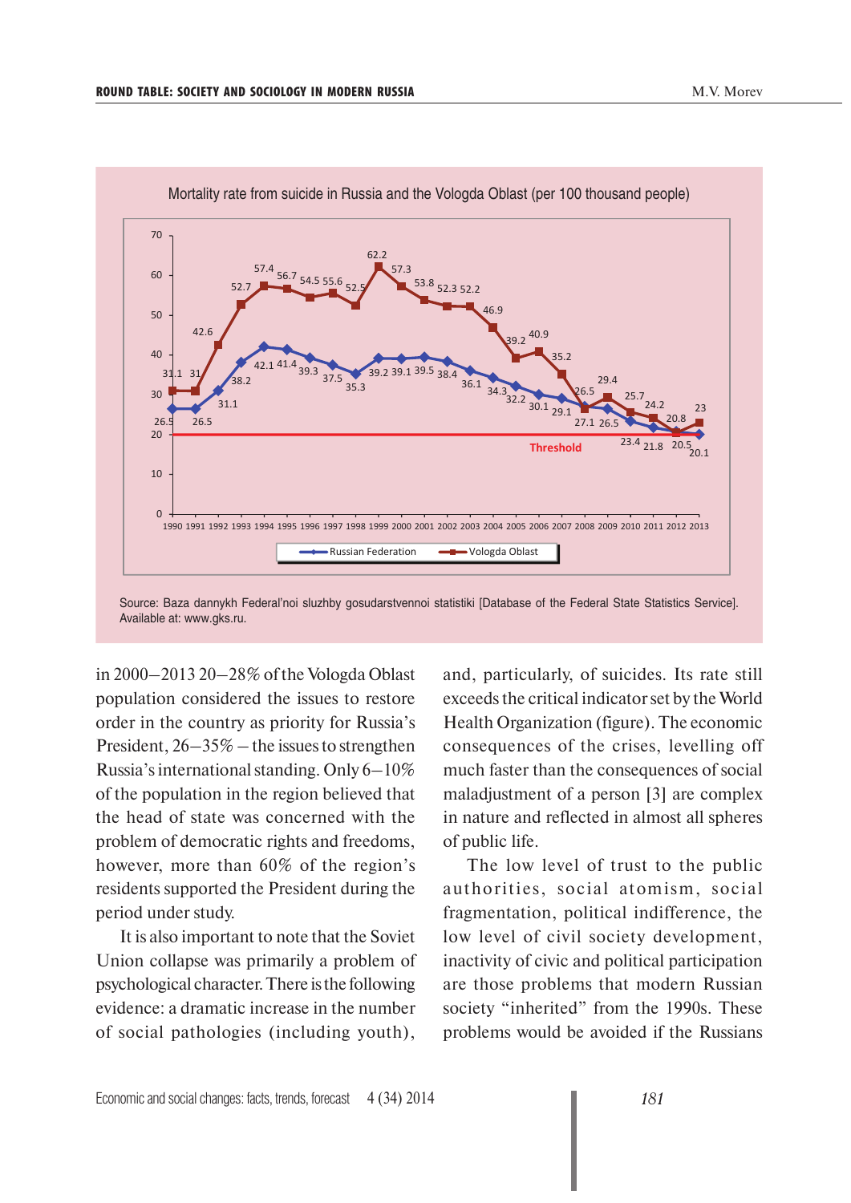Mortality rate from suicide in Russia and the Vologda Oblast (per 100 thousand people)

| Year | Russian Federation | Vologda Oblast |
|---|---|---|
| 1990 | 26.5 | 31.1 |
| 1991 | 26.5 | 31 |
| 1992 | 31.1 | 42.6 |
| 1993 | 38.2 | 52.7 |
| 1994 | 42.1 | 57.4 |
| 1995 | 41.4 | 56.7 |
| 1996 | 39.3 | 54.5 |
| 1997 | 37.5 | 55.6 |
| 1998 | 35.3 | 52.5 |
| 1999 | 39.2 | 62.2 |
| 2000 | 39.1 | 57.3 |
| 2001 | 39.5 | 53.8 |
| 2002 | 38.4 | 52.3 |
| 2003 | 36.1 | 52.2 |
| 2004 | 34.3 | 46.9 |
| 2005 | 32.2 | 39.2 |
| 2006 | 30.1 | 40.9 |
| 2007 | 29.1 | 35.2 |
| 2008 | 27.1 | 26.5 |
| 2009 | 26.5 | 29.4 |
| 2010 | 23.4 | 25.7 |
| 2011 | 21.8 | 24.2 |
| 2012 | 20.5 | 20.8 |
| 2013 | 20.1 | 23 |

Threshold: 20

Source: Baza dannykh Federal'noi sluzhby gosudarstvennoi statistiki [Database of the Federal State Statistics Service]. Available at: www.gks.ru.

in 2000–2013 20–28% of the Vologda Oblast population considered the issues to restore order in the country as priority for Russia's President, 26–35% – the issues to strengthen Russia's international standing. Only 6–10% of the population in the region believed that the head of state was concerned with the problem of democratic rights and freedoms, however, more than 60% of the region's residents supported the President during the period under study.

It is also important to note that the Soviet Union collapse was primarily a problem of psychological character. There is the following evidence: a dramatic increase in the number of social pathologies (including youth), and, particularly, of suicides. Its rate still exceeds the critical indicator set by the World Health Organization (figure). The economic consequences of the crises, levelling off much faster than the consequences of social maladjustment of a person [3] are complex in nature and reflected in almost all spheres of public life.

The low level of trust to the public authorities, social atomism, social fragmentation, political indifference, the low level of civil society development, inactivity of civic and political participation are those problems that modern Russian society "inherited" from the 1990s. These problems would be avoided if the Russians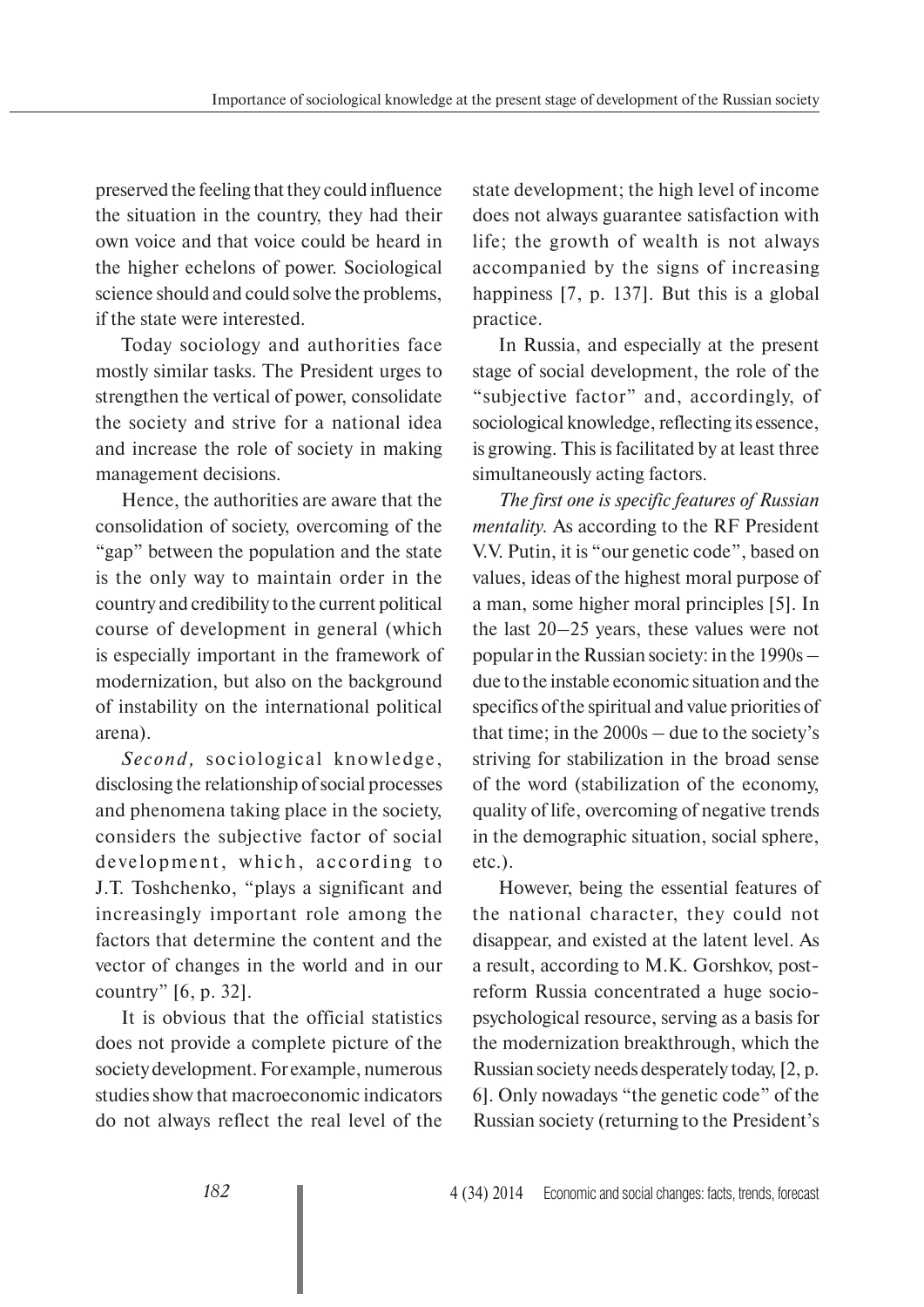preserved the feeling that they could influence the situation in the country, they had their own voice and that voice could be heard in the higher echelons of power. Sociological science should and could solve the problems, if the state were interested.

Today sociology and authorities face mostly similar tasks. The President urges to strengthen the vertical of power, consolidate the society and strive for a national idea and increase the role of society in making management decisions.

Hence, the authorities are aware that the consolidation of society, overcoming of the "gap" between the population and the state is the only way to maintain order in the country and credibility to the current political course of development in general (which is especially important in the framework of modernization, but also on the background of instability on the international political arena).

*Second,* sociological knowledge, disclosing the relationship of social processes and phenomena taking place in the society, considers the subjective factor of social development, which, according to J.T. Toshchenko, "plays a significant and increasingly important role among the factors that determine the content and the vector of changes in the world and in our country" [6, p. 32].

It is obvious that the official statistics does not provide a complete picture of the society development. For example, numerous studies show that macroeconomic indicators do not always reflect the real level of the state development; the high level of income does not always guarantee satisfaction with life; the growth of wealth is not always accompanied by the signs of increasing happiness [7, p. 137]. But this is a global practice.

In Russia, and especially at the present stage of social development, the role of the "subjective factor" and, accordingly, of sociological knowledge, reflecting its essence, is growing. This is facilitated by at least three simultaneously acting factors.

*The first one is specific features of Russian mentality.* As according to the RF President V.V. Putin, it is "our genetic code", based on values, ideas of the highest moral purpose of a man, some higher moral principles [5]. In the last 20–25 years, these values were not popular in the Russian society: in the 1990s – due to the instable economic situation and the specifics of the spiritual and value priorities of that time; in the 2000s – due to the society's striving for stabilization in the broad sense of the word (stabilization of the economy, quality of life, overcoming of negative trends in the demographic situation, social sphere, etc.).

However, being the essential features of the national character, they could not disappear, and existed at the latent level. As a result, according to M.K. Gorshkov, post-reform Russia concentrated a huge socio-psychological resource, serving as a basis for the modernization breakthrough, which the Russian society needs desperately today, [2, p. 6]. Only nowadays "the genetic code" of the Russian society (returning to the President's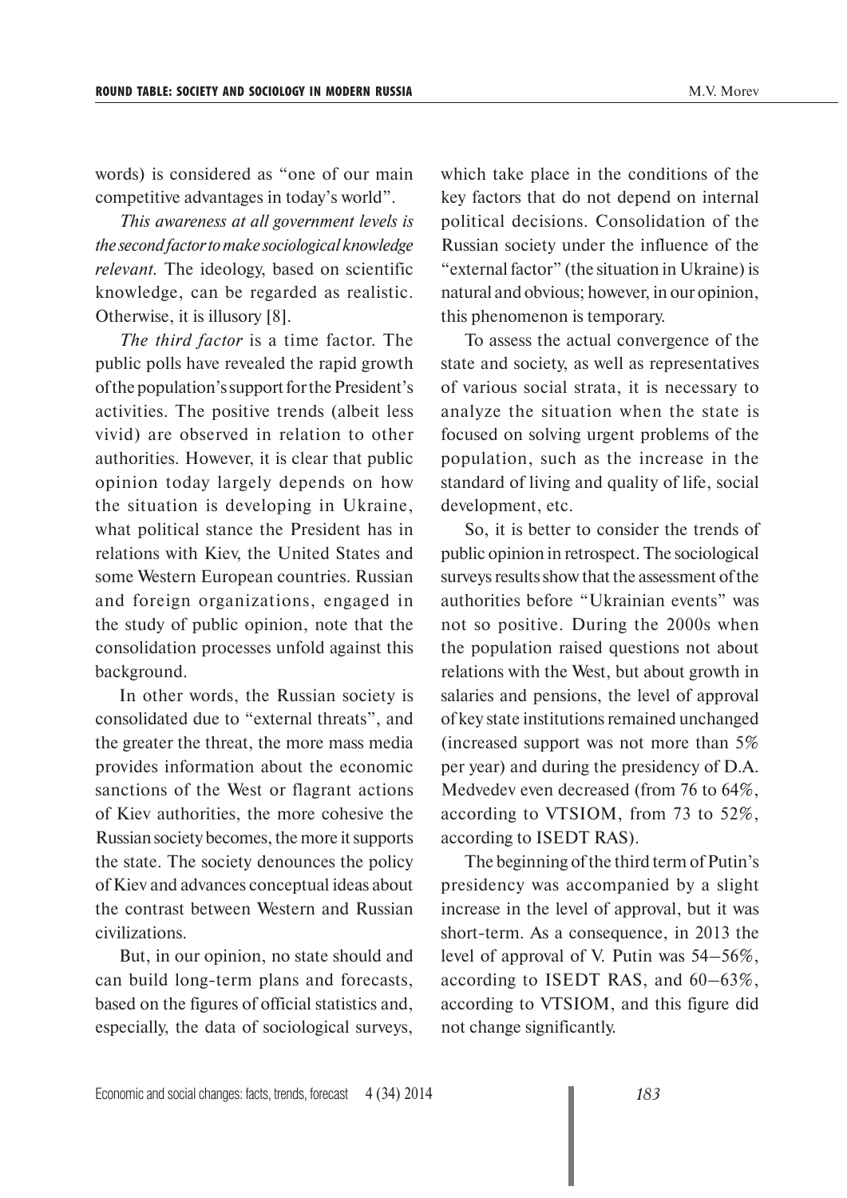words) is considered as "one of our main competitive advantages in today's world".

*This awareness at all government levels is the second factor to make sociological knowledge relevant.* The ideology, based on scientific knowledge, can be regarded as realistic. Otherwise, it is illusory [8].

*The third factor* is a time factor. The public polls have revealed the rapid growth of the population's support for the President's activities. The positive trends (albeit less vivid) are observed in relation to other authorities. However, it is clear that public opinion today largely depends on how the situation is developing in Ukraine, what political stance the President has in relations with Kiev, the United States and some Western European countries. Russian and foreign organizations, engaged in the study of public opinion, note that the consolidation processes unfold against this background.

In other words, the Russian society is consolidated due to "external threats", and the greater the threat, the more mass media provides information about the economic sanctions of the West or flagrant actions of Kiev authorities, the more cohesive the Russian society becomes, the more it supports the state. The society denounces the policy of Kiev and advances conceptual ideas about the contrast between Western and Russian civilizations.

But, in our opinion, no state should and can build long-term plans and forecasts, based on the figures of official statistics and, especially, the data of sociological surveys, which take place in the conditions of the key factors that do not depend on internal political decisions. Consolidation of the Russian society under the influence of the "external factor" (the situation in Ukraine) is natural and obvious; however, in our opinion, this phenomenon is temporary.

To assess the actual convergence of the state and society, as well as representatives of various social strata, it is necessary to analyze the situation when the state is focused on solving urgent problems of the population, such as the increase in the standard of living and quality of life, social development, etc.

So, it is better to consider the trends of public opinion in retrospect. The sociological surveys results show that the assessment of the authorities before "Ukrainian events" was not so positive. During the 2000s when the population raised questions not about relations with the West, but about growth in salaries and pensions, the level of approval of key state institutions remained unchanged (increased support was not more than 5% per year) and during the presidency of D.A. Medvedev even decreased (from 76 to 64%, according to VTSIOM, from 73 to 52%, according to ISEDT RAS).

The beginning of the third term of Putin's presidency was accompanied by a slight increase in the level of approval, but it was short-term. As a consequence, in 2013 the level of approval of V. Putin was 54–56%, according to ISEDT RAS, and 60–63%, according to VTSIOM, and this figure did not change significantly.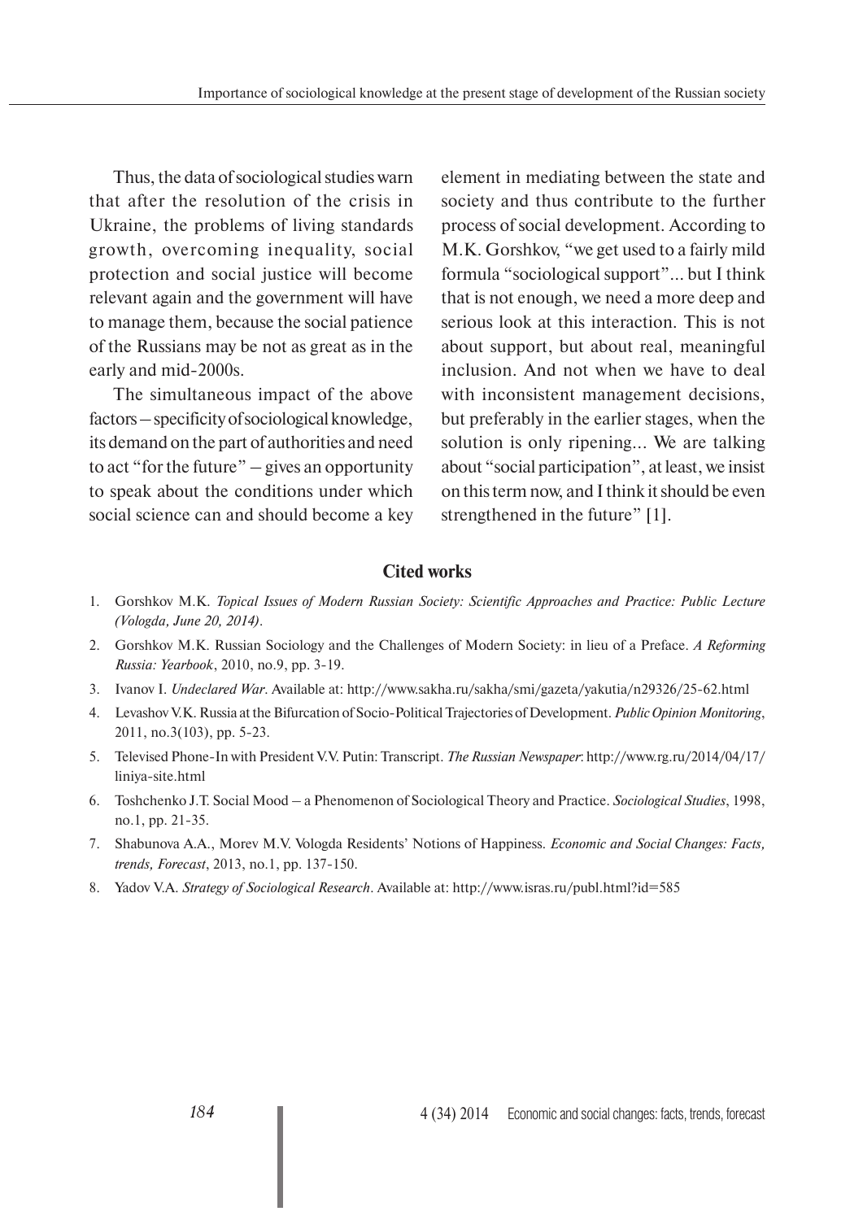Thus, the data of sociological studies warn that after the resolution of the crisis in Ukraine, the problems of living standards growth, overcoming inequality, social protection and social justice will become relevant again and the government will have to manage them, because the social patience of the Russians may be not as great as in the early and mid-2000s.

The simultaneous impact of the above factors – specificity of sociological knowledge, its demand on the part of authorities and need to act "for the future" – gives an opportunity to speak about the conditions under which social science can and should become a key element in mediating between the state and society and thus contribute to the further process of social development. According to M.K. Gorshkov, "we get used to a fairly mild formula "sociological support"... but I think that is not enough, we need a more deep and serious look at this interaction. This is not about support, but about real, meaningful inclusion. And not when we have to deal with inconsistent management decisions, but preferably in the earlier stages, when the solution is only ripening... We are talking about "social participation", at least, we insist on this term now, and I think it should be even strengthened in the future" [1].

## Cited works

1. Gorshkov M.K. *Topical Issues of Modern Russian Society: Scientific Approaches and Practice: Public Lecture (Vologda, June 20, 2014)*.
2. Gorshkov M.K. Russian Sociology and the Challenges of Modern Society: in lieu of a Preface. *A Reforming Russia: Yearbook*, 2010, no.9, pp. 3-19.
3. Ivanov I. *Undeclared War*. Available at: http://www.sakha.ru/sakha/smi/gazeta/yakutia/n29326/25-62.html
4. Levashov V.K. Russia at the Bifurcation of Socio-Political Trajectories of Development. *Public Opinion Monitoring*, 2011, no.3(103), pp. 5-23.
5. Televised Phone-In with President V.V. Putin: Transcript. *The Russian Newspaper*: http://www.rg.ru/2014/04/17/liniya-site.html
6. Toshchenko J.T. Social Mood – a Phenomenon of Sociological Theory and Practice. *Sociological Studies*, 1998, no.1, pp. 21-35.
7. Shabunova A.A., Morev M.V. Vologda Residents' Notions of Happiness. *Economic and Social Changes: Facts, trends, Forecast*, 2013, no.1, pp. 137-150.
8. Yadov V.A. *Strategy of Sociological Research*. Available at: http://www.isras.ru/publ.html?id=585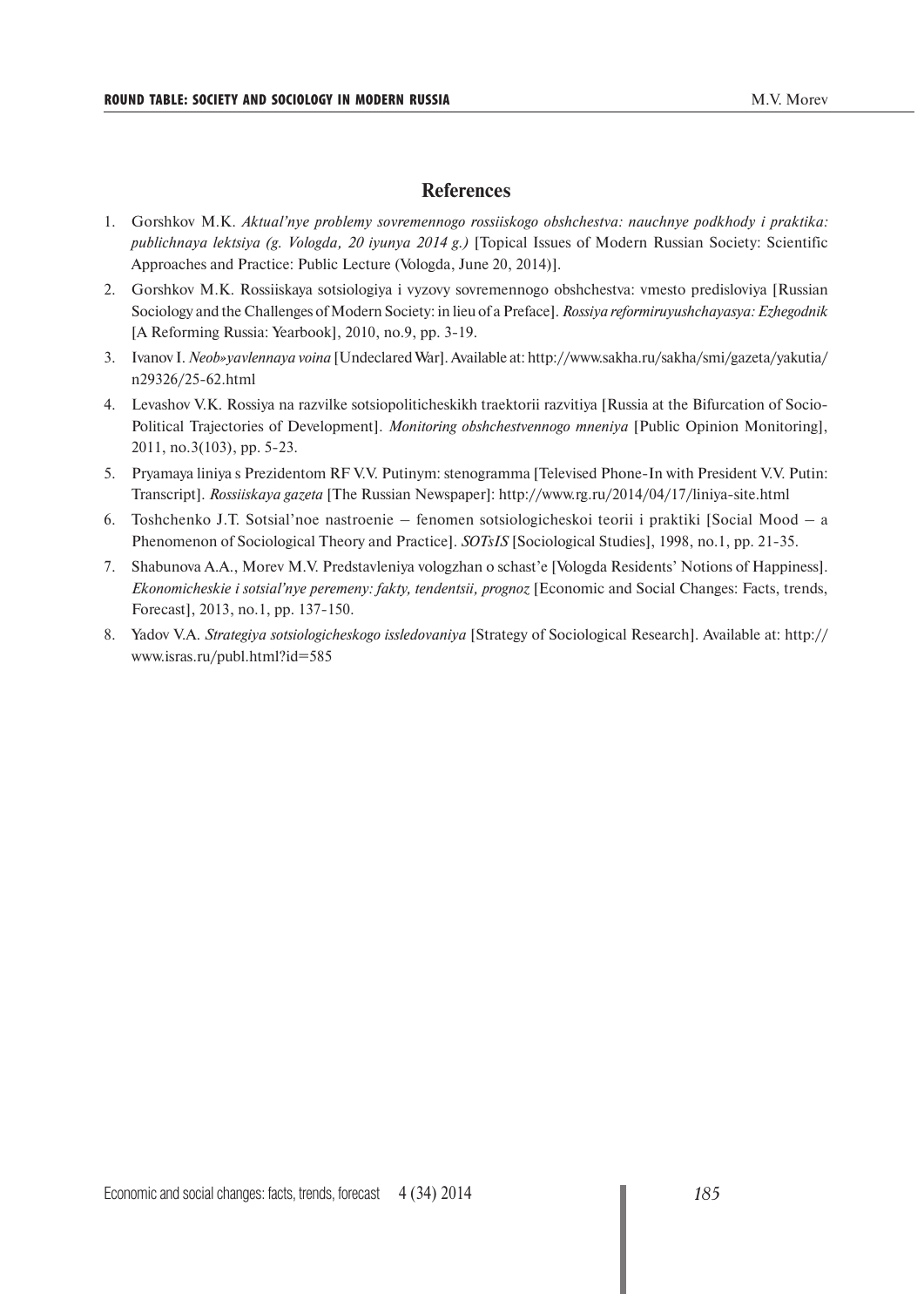## References

1. Gorshkov M.K. *Aktual'nye problemy sovremennogo rossiiskogo obshchestva: nauchnye podkhody i praktika: publichnaya lektsiya (g. Vologda, 20 iyunya 2014 g.)* [Topical Issues of Modern Russian Society: Scientific Approaches and Practice: Public Lecture (Vologda, June 20, 2014)].
2. Gorshkov M.K. Rossiiskaya sotsiologiya i vyzovy sovremennogo obshchestva: vmesto predisloviya [Russian Sociology and the Challenges of Modern Society: in lieu of a Preface]. *Rossiya reformiruyushchayasya: Ezhegodnik* [A Reforming Russia: Yearbook], 2010, no.9, pp. 3-19.
3. Ivanov I. *Neob»yavlennaya voina* [Undeclared War]. Available at: http://www.sakha.ru/sakha/smi/gazeta/yakutia/n29326/25-62.html
4. Levashov V.K. Rossiya na razvilke sotsiopoliticheskikh traektorii razvitiya [Russia at the Bifurcation of Socio-Political Trajectories of Development]. *Monitoring obshchestvennogo mneniya* [Public Opinion Monitoring], 2011, no.3(103), pp. 5-23.
5. Pryamaya liniya s Prezidentom RF V.V. Putinym: stenogramma [Televised Phone-In with President V.V. Putin: Transcript]. *Rossiiskaya gazeta* [The Russian Newspaper]: http://www.rg.ru/2014/04/17/liniya-site.html
6. Toshchenko J.T. Sotsial'noe nastroenie – fenomen sotsiologicheskoi teorii i praktiki [Social Mood – a Phenomenon of Sociological Theory and Practice]. *SOTsIS* [Sociological Studies], 1998, no.1, pp. 21-35.
7. Shabunova A.A., Morev M.V. Predstavleniya vologzhan o schast'e [Vologda Residents' Notions of Happiness]. *Ekonomicheskie i sotsial'nye peremeny: fakty, tendentsii, prognoz* [Economic and Social Changes: Facts, trends, Forecast], 2013, no.1, pp. 137-150.
8. Yadov V.A. *Strategiya sotsiologicheskogo issledovaniya* [Strategy of Sociological Research]. Available at: http://www.isras.ru/publ.html?id=585